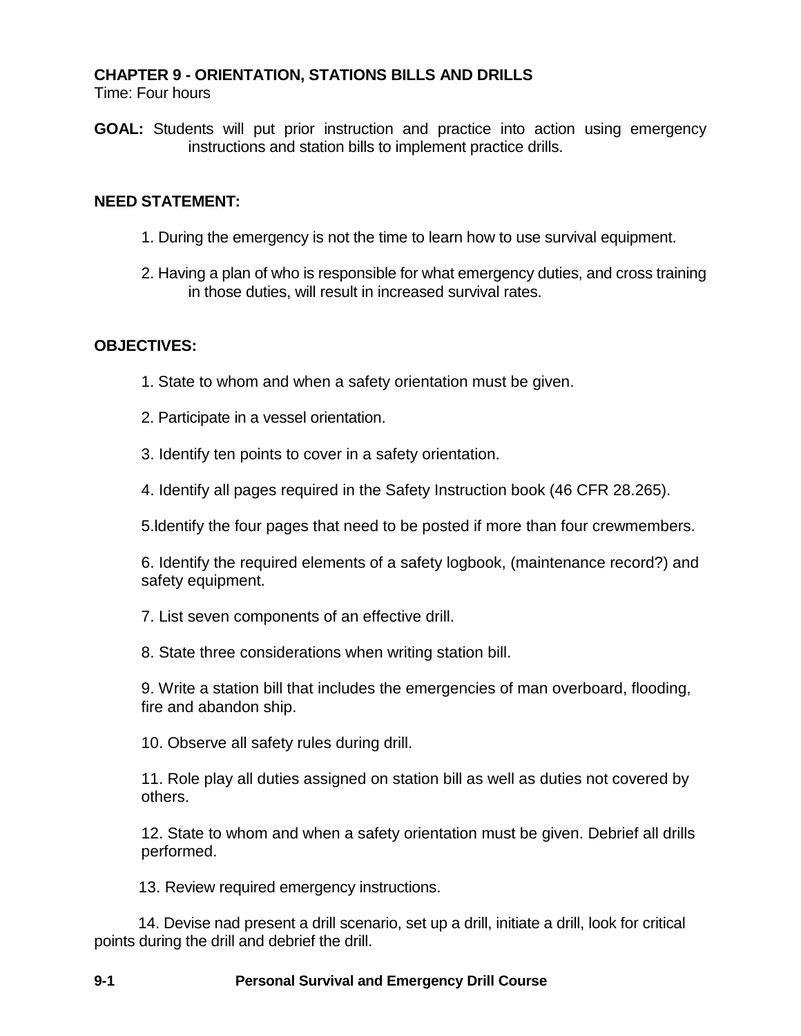## CHAPTER 9 - ORIENTATION, STATIONS BILLS AND DRILLS

Time: Four hours

**GOAL:** Students will put prior instruction and practice into action using emergency instructions and station bills to implement practice drills.

**NEED STATEMENT:**

1. During the emergency is not the time to learn how to use survival equipment.
2. Having a plan of who is responsible for what emergency duties, and cross training in those duties, will result in increased survival rates.

**OBJECTIVES:**

1. State to whom and when a safety orientation must be given.
2. Participate in a vessel orientation.
3. Identify ten points to cover in a safety orientation.
4. Identify all pages required in the Safety Instruction book (46 CFR 28.265).
5. ldentify the four pages that need to be posted if more than four crewmembers.
6. Identify the required elements of a safety logbook, (maintenance record?) and safety equipment.
7. List seven components of an effective drill.
8. State three considerations when writing station bill.
9. Write a station bill that includes the emergencies of man overboard, flooding, fire and abandon ship.
10. Observe all safety rules during drill.
11. Role play all duties assigned on station bill as well as duties not covered by others.
12. State to whom and when a safety orientation must be given. Debrief all drills performed.
13. Review required emergency instructions.
14. Devise nad present a drill scenario, set up a drill, initiate a drill, look for critical points during the drill and debrief the drill.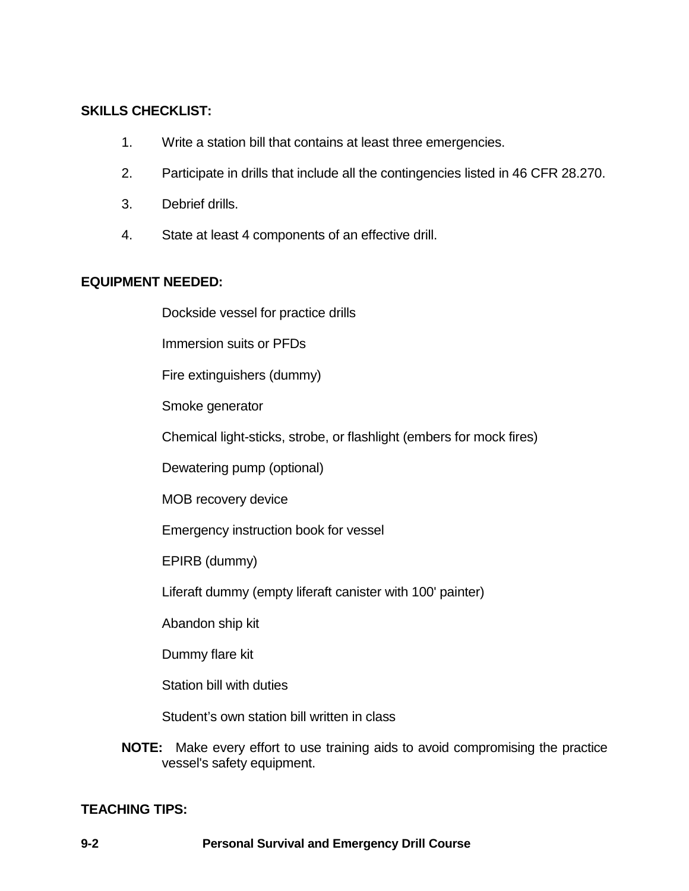**SKILLS CHECKLIST:**

1. Write a station bill that contains at least three emergencies.
2. Participate in drills that include all the contingencies listed in 46 CFR 28.270.
3. Debrief drills.
4. State at least 4 components of an effective drill.

**EQUIPMENT NEEDED:**

Dockside vessel for practice drills

Immersion suits or PFDs

Fire extinguishers (dummy)

Smoke generator

Chemical light-sticks, strobe, or flashlight (embers for mock fires)

Dewatering pump (optional)

MOB recovery device

Emergency instruction book for vessel

EPIRB (dummy)

Liferaft dummy (empty liferaft canister with 100' painter)

Abandon ship kit

Dummy flare kit

Station bill with duties

Student's own station bill written in class

**NOTE:** Make every effort to use training aids to avoid compromising the practice vessel's safety equipment.

**TEACHING TIPS:**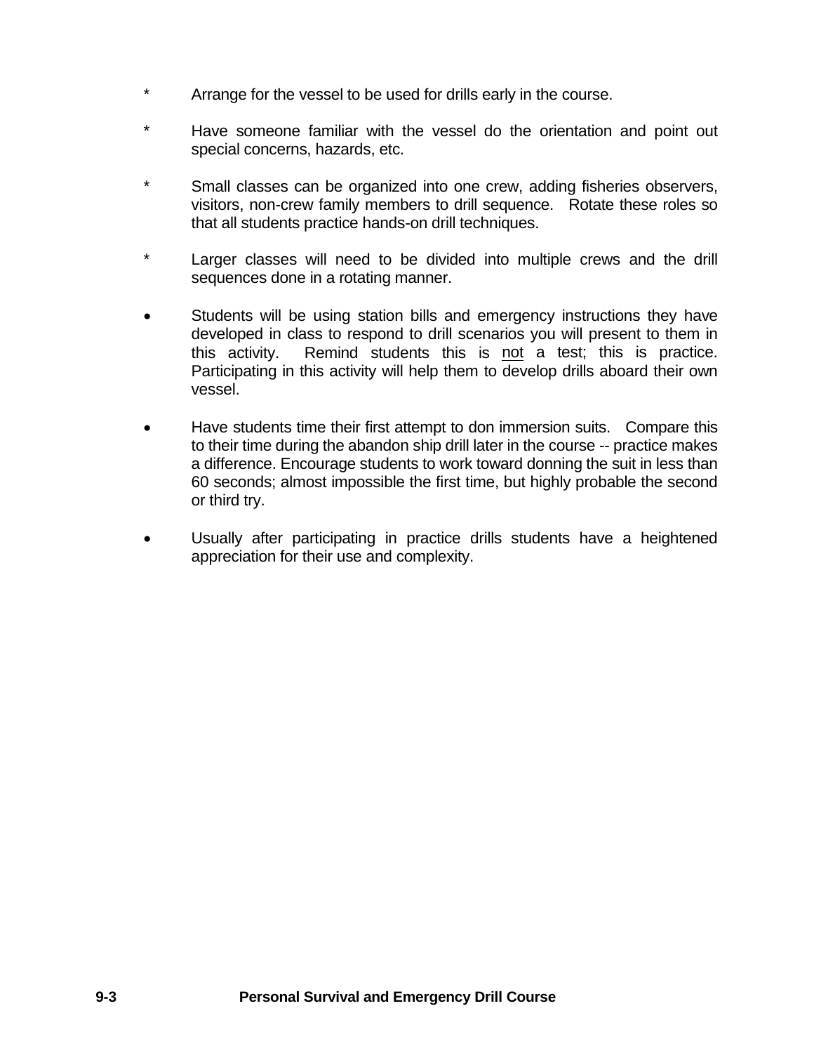* Arrange for the vessel to be used for drills early in the course.

* Have someone familiar with the vessel do the orientation and point out special concerns, hazards, etc.

* Small classes can be organized into one crew, adding fisheries observers, visitors, non-crew family members to drill sequence. Rotate these roles so that all students practice hands-on drill techniques.

* Larger classes will need to be divided into multiple crews and the drill sequences done in a rotating manner.

- Students will be using station bills and emergency instructions they have developed in class to respond to drill scenarios you will present to them in this activity. Remind students this is <u>not</u> a test; this is practice. Participating in this activity will help them to develop drills aboard their own vessel.

- Have students time their first attempt to don immersion suits. Compare this to their time during the abandon ship drill later in the course -- practice makes a difference. Encourage students to work toward donning the suit in less than 60 seconds; almost impossible the first time, but highly probable the second or third try.

- Usually after participating in practice drills students have a heightened appreciation for their use and complexity.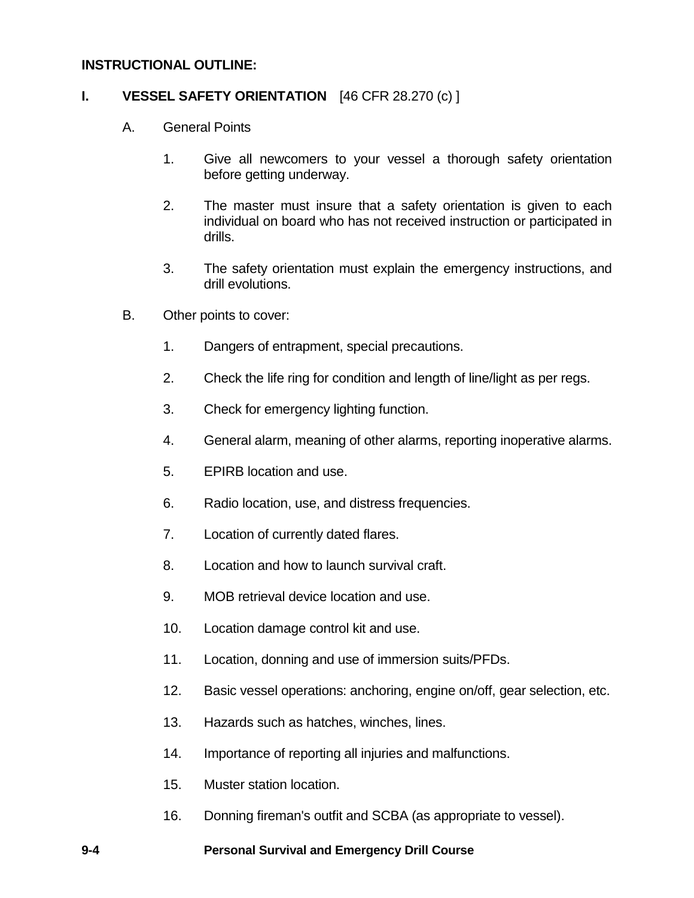**INSTRUCTIONAL OUTLINE:**

## I. VESSEL SAFETY ORIENTATION [46 CFR 28.270 (c) ]

A. General Points

1. Give all newcomers to your vessel a thorough safety orientation before getting underway.
2. The master must insure that a safety orientation is given to each individual on board who has not received instruction or participated in drills.
3. The safety orientation must explain the emergency instructions, and drill evolutions.

B. Other points to cover:

1. Dangers of entrapment, special precautions.
2. Check the life ring for condition and length of line/light as per regs.
3. Check for emergency lighting function.
4. General alarm, meaning of other alarms, reporting inoperative alarms.
5. EPIRB location and use.
6. Radio location, use, and distress frequencies.
7. Location of currently dated flares.
8. Location and how to launch survival craft.
9. MOB retrieval device location and use.
10. Location damage control kit and use.
11. Location, donning and use of immersion suits/PFDs.
12. Basic vessel operations: anchoring, engine on/off, gear selection, etc.
13. Hazards such as hatches, winches, lines.
14. Importance of reporting all injuries and malfunctions.
15. Muster station location.
16. Donning fireman's outfit and SCBA (as appropriate to vessel).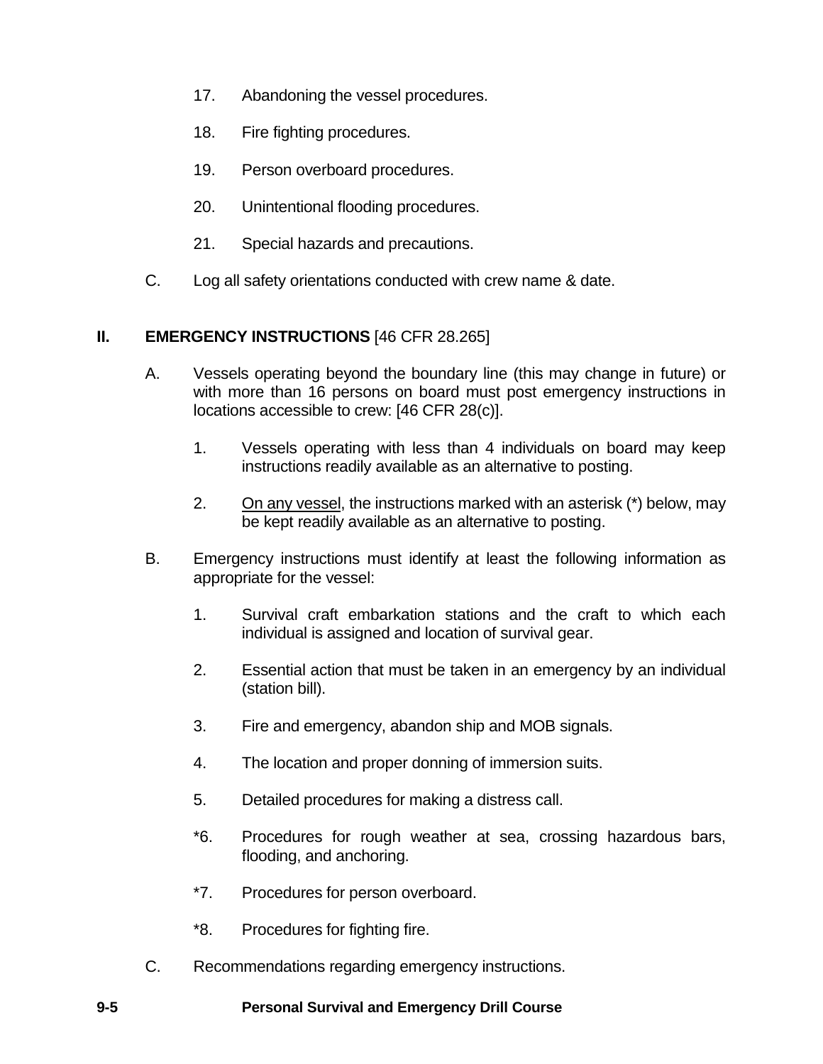17. Abandoning the vessel procedures.

18. Fire fighting procedures.

19. Person overboard procedures.

20. Unintentional flooding procedures.

21. Special hazards and precautions.

C. Log all safety orientations conducted with crew name & date.

## II. EMERGENCY INSTRUCTIONS [46 CFR 28.265]

A. Vessels operating beyond the boundary line (this may change in future) or with more than 16 persons on board must post emergency instructions in locations accessible to crew: [46 CFR 28(c)].

   1. Vessels operating with less than 4 individuals on board may keep instructions readily available as an alternative to posting.

   2. <u>On any vessel</u>, the instructions marked with an asterisk (*) below, may be kept readily available as an alternative to posting.

B. Emergency instructions must identify at least the following information as appropriate for the vessel:

   1. Survival craft embarkation stations and the craft to which each individual is assigned and location of survival gear.

   2. Essential action that must be taken in an emergency by an individual (station bill).

   3. Fire and emergency, abandon ship and MOB signals.

   4. The location and proper donning of immersion suits.

   5. Detailed procedures for making a distress call.

   *6. Procedures for rough weather at sea, crossing hazardous bars, flooding, and anchoring.

   *7. Procedures for person overboard.

   *8. Procedures for fighting fire.

C. Recommendations regarding emergency instructions.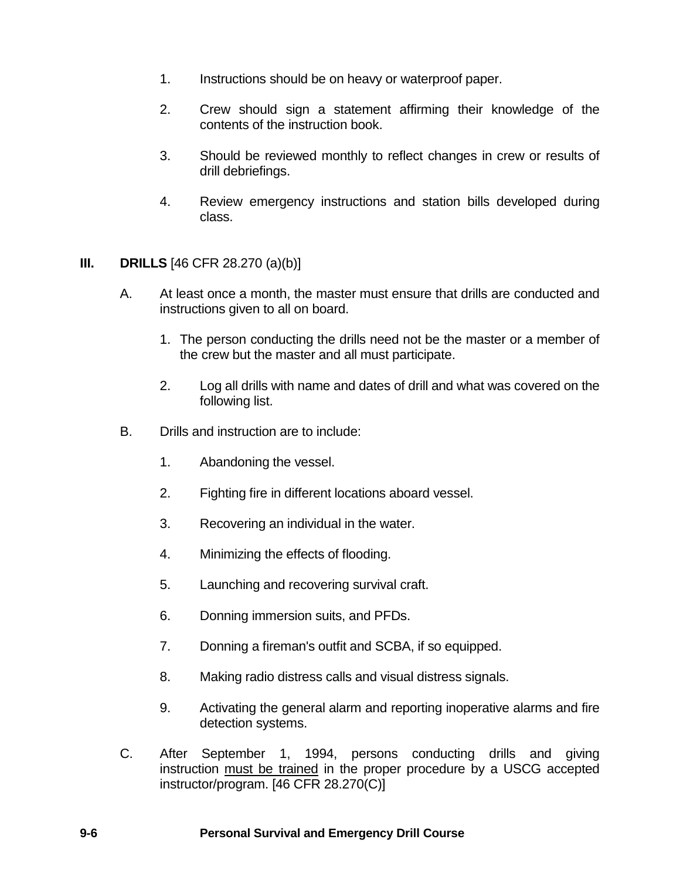1. Instructions should be on heavy or waterproof paper.

2. Crew should sign a statement affirming their knowledge of the contents of the instruction book.

3. Should be reviewed monthly to reflect changes in crew or results of drill debriefings.

4. Review emergency instructions and station bills developed during class.

## III. DRILLS [46 CFR 28.270 (a)(b)]

A. At least once a month, the master must ensure that drills are conducted and instructions given to all on board.

   1. The person conducting the drills need not be the master or a member of the crew but the master and all must participate.

   2. Log all drills with name and dates of drill and what was covered on the following list.

B. Drills and instruction are to include:

   1. Abandoning the vessel.

   2. Fighting fire in different locations aboard vessel.

   3. Recovering an individual in the water.

   4. Minimizing the effects of flooding.

   5. Launching and recovering survival craft.

   6. Donning immersion suits, and PFDs.

   7. Donning a fireman's outfit and SCBA, if so equipped.

   8. Making radio distress calls and visual distress signals.

   9. Activating the general alarm and reporting inoperative alarms and fire detection systems.

C. After September 1, 1994, persons conducting drills and giving instruction <u>must be trained</u> in the proper procedure by a USCG accepted instructor/program. [46 CFR 28.270(C)]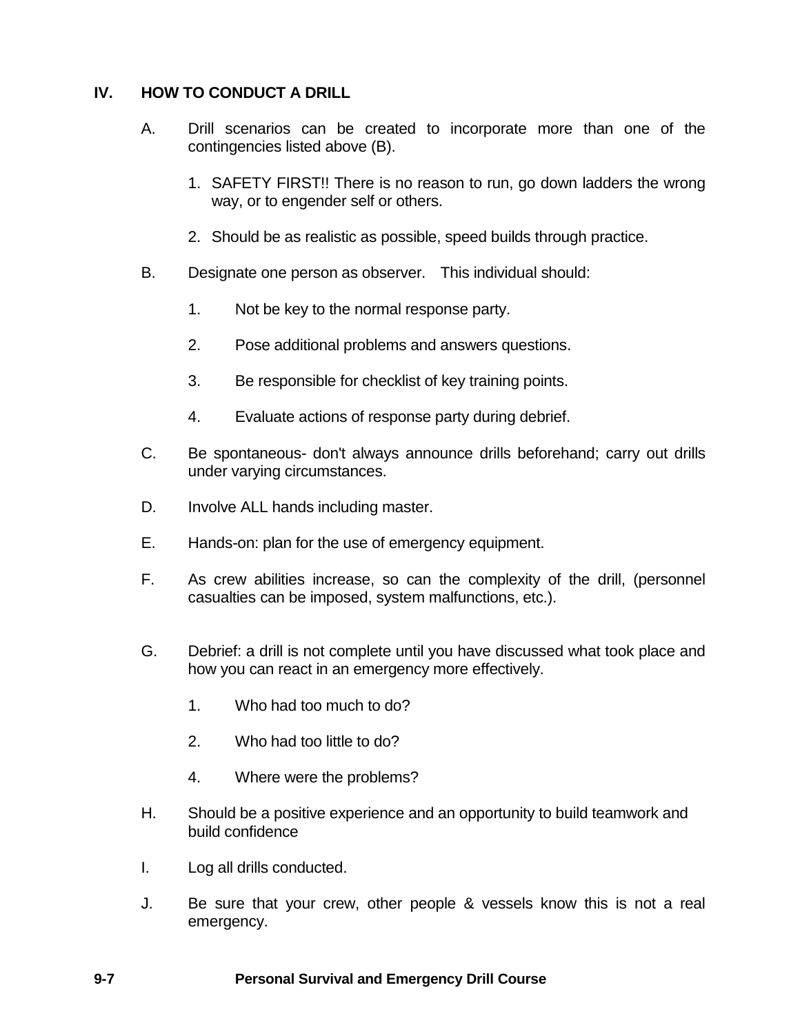## IV. HOW TO CONDUCT A DRILL

A. Drill scenarios can be created to incorporate more than one of the contingencies listed above (B).

1. SAFETY FIRST!! There is no reason to run, go down ladders the wrong way, or to engender self or others.
2. Should be as realistic as possible, speed builds through practice.

B. Designate one person as observer. This individual should:

1. Not be key to the normal response party.
2. Pose additional problems and answers questions.
3. Be responsible for checklist of key training points.
4. Evaluate actions of response party during debrief.

C. Be spontaneous- don't always announce drills beforehand; carry out drills under varying circumstances.

D. Involve ALL hands including master.

E. Hands-on: plan for the use of emergency equipment.

F. As crew abilities increase, so can the complexity of the drill, (personnel casualties can be imposed, system malfunctions, etc.).

G. Debrief: a drill is not complete until you have discussed what took place and how you can react in an emergency more effectively.

1. Who had too much to do?
2. Who had too little to do?
4. Where were the problems?

H. Should be a positive experience and an opportunity to build teamwork and build confidence

I. Log all drills conducted.

J. Be sure that your crew, other people & vessels know this is not a real emergency.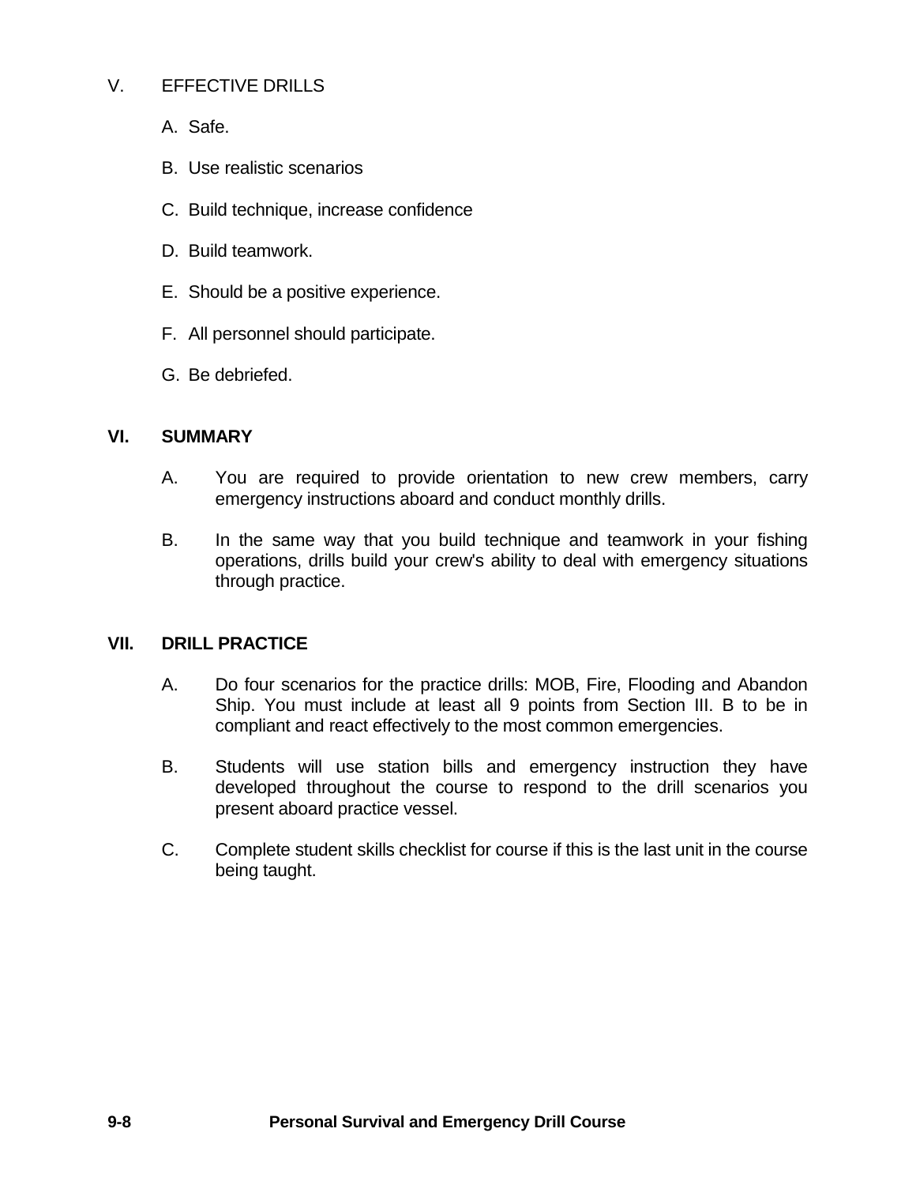## V. EFFECTIVE DRILLS

A. Safe.

B. Use realistic scenarios

C. Build technique, increase confidence

D. Build teamwork.

E. Should be a positive experience.

F. All personnel should participate.

G. Be debriefed.

## VI. SUMMARY

A. You are required to provide orientation to new crew members, carry emergency instructions aboard and conduct monthly drills.

B. In the same way that you build technique and teamwork in your fishing operations, drills build your crew's ability to deal with emergency situations through practice.

## VII. DRILL PRACTICE

A. Do four scenarios for the practice drills: MOB, Fire, Flooding and Abandon Ship. You must include at least all 9 points from Section III. B to be in compliant and react effectively to the most common emergencies.

B. Students will use station bills and emergency instruction they have developed throughout the course to respond to the drill scenarios you present aboard practice vessel.

C. Complete student skills checklist for course if this is the last unit in the course being taught.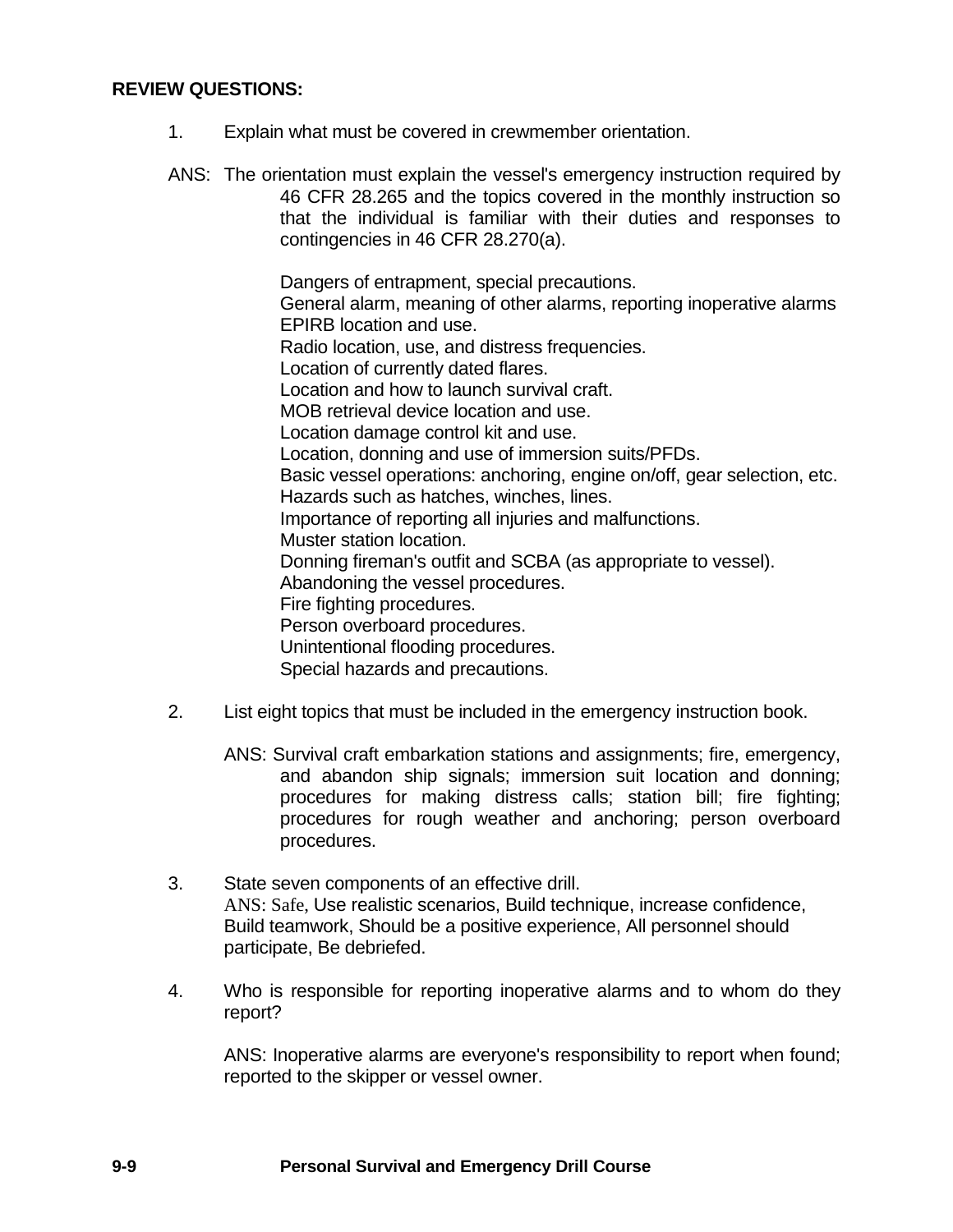**REVIEW QUESTIONS:**

1. Explain what must be covered in crewmember orientation.

ANS: The orientation must explain the vessel's emergency instruction required by 46 CFR 28.265 and the topics covered in the monthly instruction so that the individual is familiar with their duties and responses to contingencies in 46 CFR 28.270(a).

Dangers of entrapment, special precautions.
General alarm, meaning of other alarms, reporting inoperative alarms
EPIRB location and use.
Radio location, use, and distress frequencies.
Location of currently dated flares.
Location and how to launch survival craft.
MOB retrieval device location and use.
Location damage control kit and use.
Location, donning and use of immersion suits/PFDs.
Basic vessel operations: anchoring, engine on/off, gear selection, etc.
Hazards such as hatches, winches, lines.
Importance of reporting all injuries and malfunctions.
Muster station location.
Donning fireman's outfit and SCBA (as appropriate to vessel).
Abandoning the vessel procedures.
Fire fighting procedures.
Person overboard procedures.
Unintentional flooding procedures.
Special hazards and precautions.

2. List eight topics that must be included in the emergency instruction book.

   ANS: Survival craft embarkation stations and assignments; fire, emergency, and abandon ship signals; immersion suit location and donning; procedures for making distress calls; station bill; fire fighting; procedures for rough weather and anchoring; person overboard procedures.

3. State seven components of an effective drill.
   ANS: Safe, Use realistic scenarios, Build technique, increase confidence, Build teamwork, Should be a positive experience, All personnel should participate, Be debriefed.

4. Who is responsible for reporting inoperative alarms and to whom do they report?

   ANS: Inoperative alarms are everyone's responsibility to report when found; reported to the skipper or vessel owner.